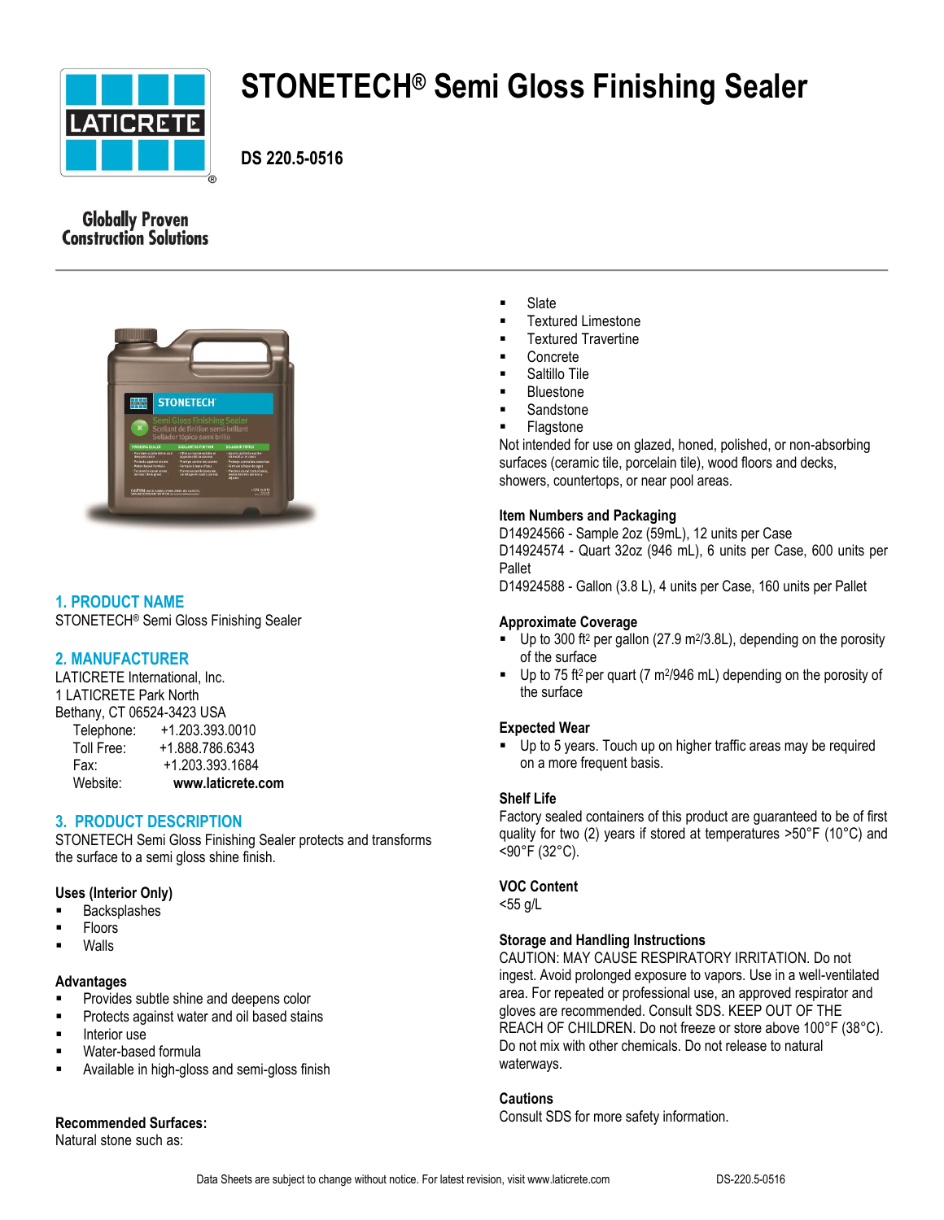# STONETECH® Semi Gloss Finishing Sealer

**DS 220.5-0516**

Globally Proven Construction Solutions

## 1. PRODUCT NAME

STONETECH® Semi Gloss Finishing Sealer

## 2. MANUFACTURER

LATICRETE International, Inc.
1 LATICRETE Park North
Bethany, CT 06524-3423 USA

Telephone: +1.203.393.0010
Toll Free: +1.888.786.6343
Fax: +1.203.393.1684
Website: **www.laticrete.com**

## 3. PRODUCT DESCRIPTION

STONETECH Semi Gloss Finishing Sealer protects and transforms the surface to a semi gloss shine finish.

### Uses (Interior Only)

- Backsplashes
- Floors
- Walls

### Advantages

- Provides subtle shine and deepens color
- Protects against water and oil based stains
- Interior use
- Water-based formula
- Available in high-gloss and semi-gloss finish

### Recommended Surfaces:

Natural stone such as:

- Slate
- Textured Limestone
- Textured Travertine
- Concrete
- Saltillo Tile
- Bluestone
- Sandstone
- Flagstone

Not intended for use on glazed, honed, polished, or non-absorbing surfaces (ceramic tile, porcelain tile), wood floors and decks, showers, countertops, or near pool areas.

### Item Numbers and Packaging

D14924566 - Sample 2oz (59mL), 12 units per Case
D14924574 - Quart 32oz (946 mL), 6 units per Case, 600 units per Pallet
D14924588 - Gallon (3.8 L), 4 units per Case, 160 units per Pallet

### Approximate Coverage

- Up to 300 $ft^2$ per gallon (27.9 $m^2$/3.8L), depending on the porosity of the surface
- Up to 75 $ft^2$ per quart (7 $m^2$/946 mL) depending on the porosity of the surface

### Expected Wear

- Up to 5 years. Touch up on higher traffic areas may be required on a more frequent basis.

### Shelf Life

Factory sealed containers of this product are guaranteed to be of first quality for two (2) years if stored at temperatures >50°F (10°C) and <90°F (32°C).

### VOC Content

<55 g/L

### Storage and Handling Instructions

CAUTION: MAY CAUSE RESPIRATORY IRRITATION. Do not ingest. Avoid prolonged exposure to vapors. Use in a well-ventilated area. For repeated or professional use, an approved respirator and gloves are recommended. Consult SDS. KEEP OUT OF THE REACH OF CHILDREN. Do not freeze or store above 100°F (38°C). Do not mix with other chemicals. Do not release to natural waterways.

### Cautions

Consult SDS for more safety information.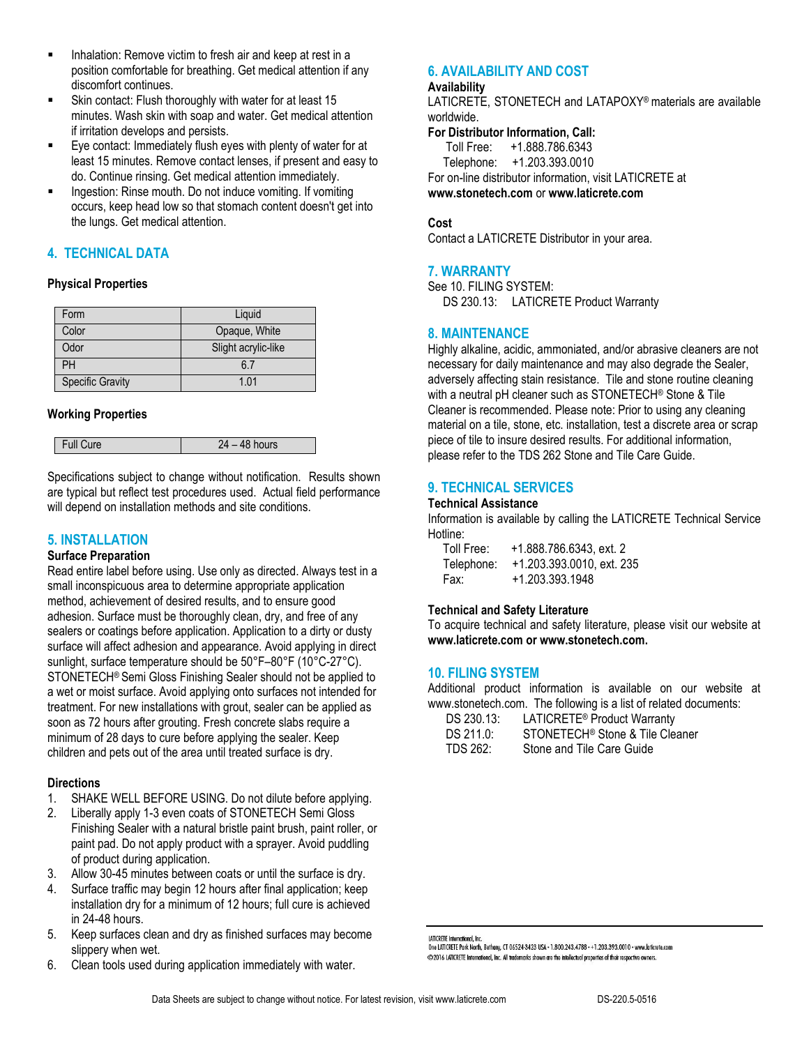- Inhalation: Remove victim to fresh air and keep at rest in a position comfortable for breathing. Get medical attention if any discomfort continues.
- Skin contact: Flush thoroughly with water for at least 15 minutes. Wash skin with soap and water. Get medical attention if irritation develops and persists.
- Eye contact: Immediately flush eyes with plenty of water for at least 15 minutes. Remove contact lenses, if present and easy to do. Continue rinsing. Get medical attention immediately.
- Ingestion: Rinse mouth. Do not induce vomiting. If vomiting occurs, keep head low so that stomach content doesn't get into the lungs. Get medical attention.

## 4. TECHNICAL DATA

**Physical Properties**

| | |
|---|---|
| Form | Liquid |
| Color | Opaque, White |
| Odor | Slight acrylic-like |
| PH | 6.7 |
| Specific Gravity | 1.01 |

**Working Properties**

| | |
|---|---|
| Full Cure | 24 – 48 hours |

Specifications subject to change without notification. Results shown are typical but reflect test procedures used. Actual field performance will depend on installation methods and site conditions.

## 5. INSTALLATION

**Surface Preparation**

Read entire label before using. Use only as directed. Always test in a small inconspicuous area to determine appropriate application method, achievement of desired results, and to ensure good adhesion. Surface must be thoroughly clean, dry, and free of any sealers or coatings before application. Application to a dirty or dusty surface will affect adhesion and appearance. Avoid applying in direct sunlight, surface temperature should be 50°F–80°F (10°C-27°C). STONETECH® Semi Gloss Finishing Sealer should not be applied to a wet or moist surface. Avoid applying onto surfaces not intended for treatment. For new installations with grout, sealer can be applied as soon as 72 hours after grouting. Fresh concrete slabs require a minimum of 28 days to cure before applying the sealer. Keep children and pets out of the area until treated surface is dry.

**Directions**

1. SHAKE WELL BEFORE USING. Do not dilute before applying.
2. Liberally apply 1-3 even coats of STONETECH Semi Gloss Finishing Sealer with a natural bristle paint brush, paint roller, or paint pad. Do not apply product with a sprayer. Avoid puddling of product during application.
3. Allow 30-45 minutes between coats or until the surface is dry.
4. Surface traffic may begin 12 hours after final application; keep installation dry for a minimum of 12 hours; full cure is achieved in 24-48 hours.
5. Keep surfaces clean and dry as finished surfaces may become slippery when wet.
6. Clean tools used during application immediately with water.

## 6. AVAILABILITY AND COST

**Availability**

LATICRETE, STONETECH and LATAPOXY® materials are available worldwide.

**For Distributor Information, Call:**

Toll Free: +1.888.786.6343
Telephone: +1.203.393.0010

For on-line distributor information, visit LATICRETE at **www.stonetech.com** or **www.laticrete.com**

**Cost**

Contact a LATICRETE Distributor in your area.

## 7. WARRANTY

See 10. FILING SYSTEM:
DS 230.13: LATICRETE Product Warranty

## 8. MAINTENANCE

Highly alkaline, acidic, ammoniated, and/or abrasive cleaners are not necessary for daily maintenance and may also degrade the Sealer, adversely affecting stain resistance. Tile and stone routine cleaning with a neutral pH cleaner such as STONETECH® Stone & Tile Cleaner is recommended. Please note: Prior to using any cleaning material on a tile, stone, etc. installation, test a discrete area or scrap piece of tile to insure desired results. For additional information, please refer to the TDS 262 Stone and Tile Care Guide.

## 9. TECHNICAL SERVICES

**Technical Assistance**

Information is available by calling the LATICRETE Technical Service Hotline:

Toll Free: +1.888.786.6343, ext. 2
Telephone: +1.203.393.0010, ext. 235
Fax: +1.203.393.1948

**Technical and Safety Literature**

To acquire technical and safety literature, please visit our website at **www.laticrete.com or www.stonetech.com.**

## 10. FILING SYSTEM

Additional product information is available on our website at www.stonetech.com. The following is a list of related documents:

DS 230.13: LATICRETE® Product Warranty
DS 211.0: STONETECH® Stone & Tile Cleaner
TDS 262: Stone and Tile Care Guide

LATICRETE International, Inc.
One LATICRETE Park North, Bethany, CT 06524-3423 USA • 1.800.243.4788 • +1.203.393.0010 • www.laticrete.com
©2016 LATICRETE International, Inc. All trademarks shown are the intellectual properties of their respective owners.

Data Sheets are subject to change without notice. For latest revision, visit www.laticrete.com DS-220.5-0516